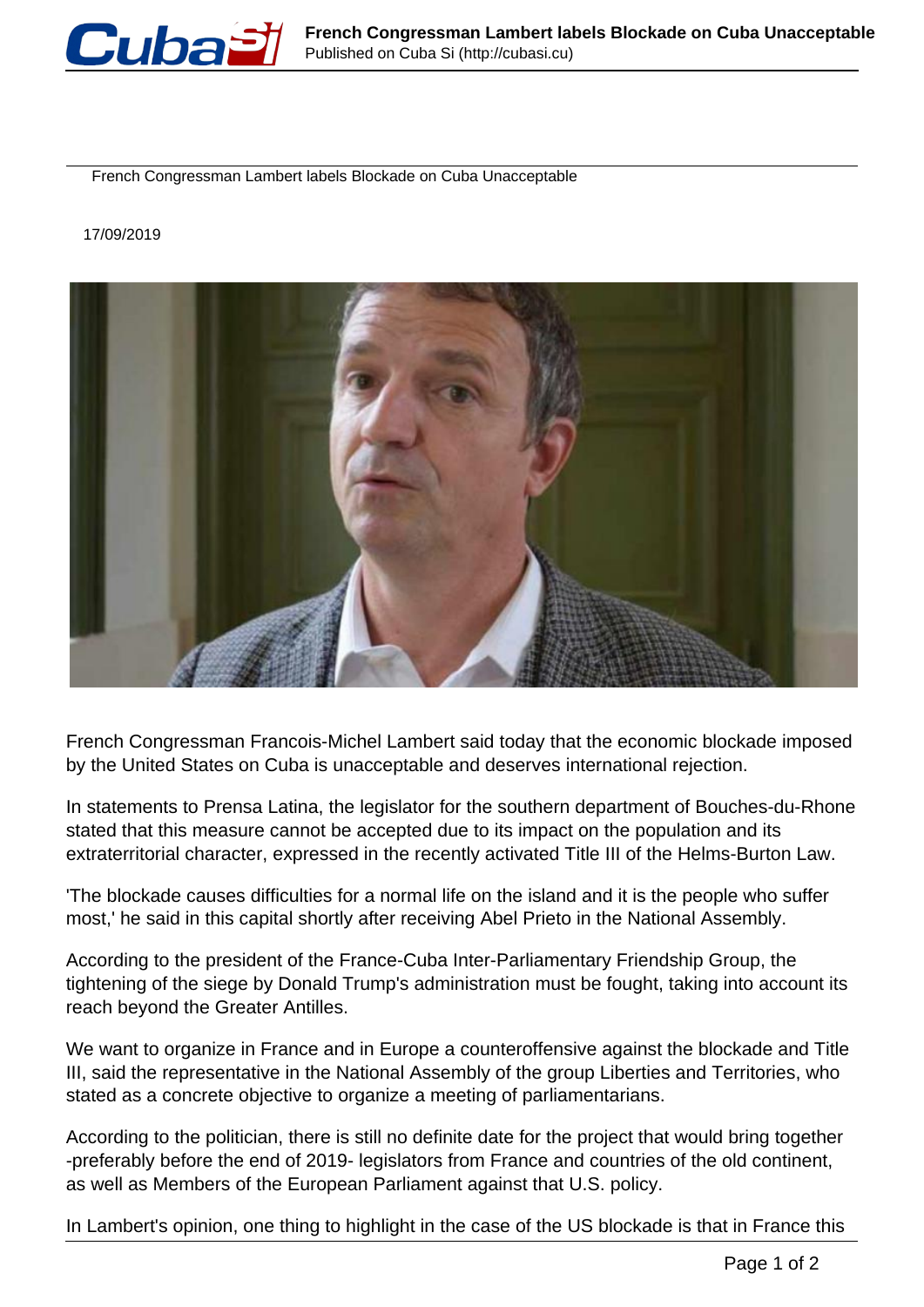# French Congressman Lambert labels Blockade on Cuba Unacceptable

17/09/2019

French Congressman Francois-Michel Lambert said today that the economic blockade imposed by the United States on Cuba is unacceptable and deserves international rejection.

In statements to Prensa Latina, the legislator for the southern department of Bouches-du-Rhone stated that this measure cannot be accepted due to its impact on the population and its extraterritorial character, expressed in the recently activated Title III of the Helms-Burton Law.

'The blockade causes difficulties for a normal life on the island and it is the people who suffer most,' he said in this capital shortly after receiving Abel Prieto in the National Assembly.

According to the president of the France-Cuba Inter-Parliamentary Friendship Group, the tightening of the siege by Donald Trump's administration must be fought, taking into account its reach beyond the Greater Antilles.

We want to organize in France and in Europe a counteroffensive against the blockade and Title III, said the representative in the National Assembly of the group Liberties and Territories, who stated as a concrete objective to organize a meeting of parliamentarians.

According to the politician, there is still no definite date for the project that would bring together -preferably before the end of 2019- legislators from France and countries of the old continent, as well as Members of the European Parliament against that U.S. policy.

In Lambert's opinion, one thing to highlight in the case of the US blockade is that in France this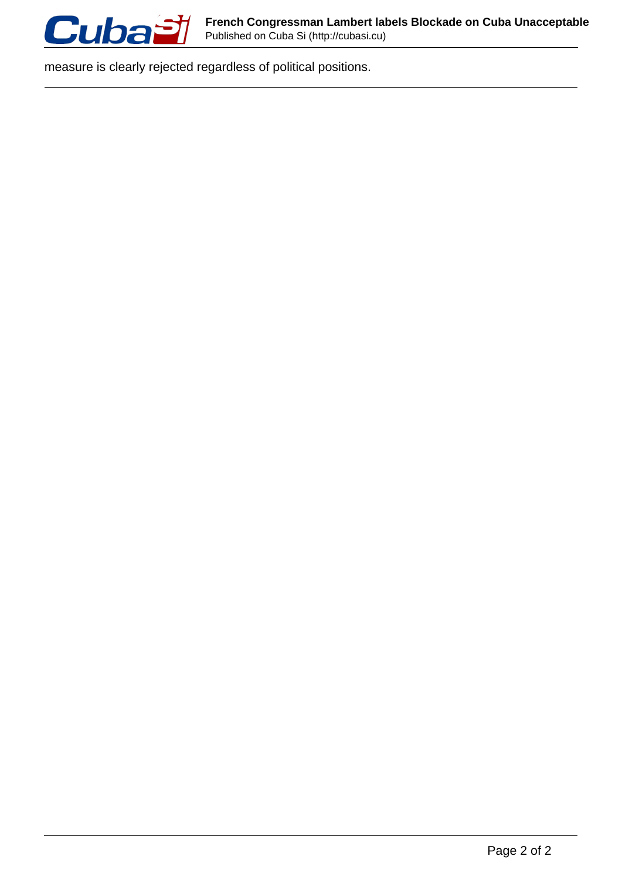measure is clearly rejected regardless of political positions.